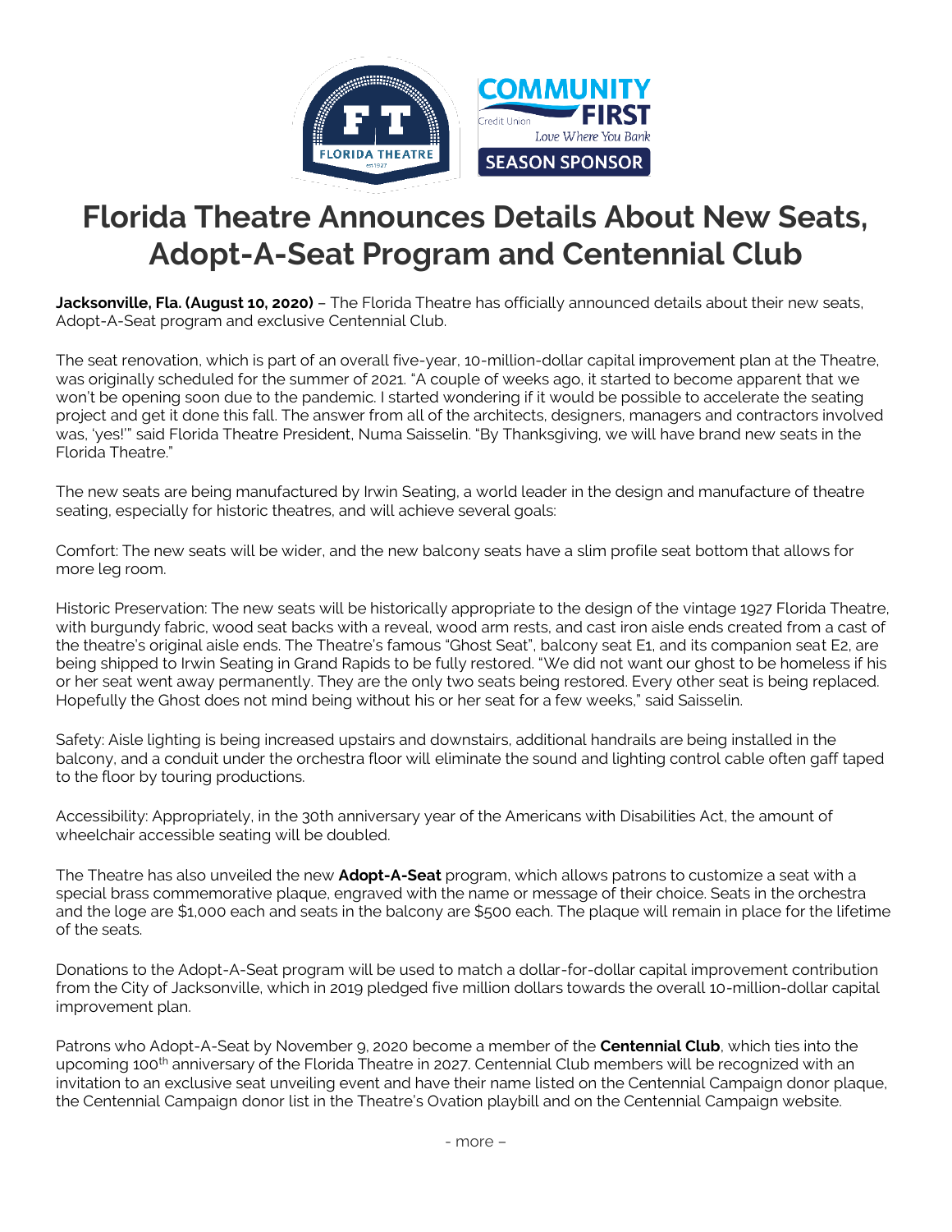# Florida Theatre Announces Details About New Seats, Adopt-A-Seat Program and Centennial Club

**Jacksonville, Fla. (August 10, 2020)** – The Florida Theatre has officially announced details about their new seats, Adopt-A-Seat program and exclusive Centennial Club.

The seat renovation, which is part of an overall five-year, 10-million-dollar capital improvement plan at the Theatre, was originally scheduled for the summer of 2021. "A couple of weeks ago, it started to become apparent that we won't be opening soon due to the pandemic. I started wondering if it would be possible to accelerate the seating project and get it done this fall. The answer from all of the architects, designers, managers and contractors involved was, 'yes!'" said Florida Theatre President, Numa Saisselin. "By Thanksgiving, we will have brand new seats in the Florida Theatre."

The new seats are being manufactured by Irwin Seating, a world leader in the design and manufacture of theatre seating, especially for historic theatres, and will achieve several goals:

Comfort: The new seats will be wider, and the new balcony seats have a slim profile seat bottom that allows for more leg room.

Historic Preservation: The new seats will be historically appropriate to the design of the vintage 1927 Florida Theatre, with burgundy fabric, wood seat backs with a reveal, wood arm rests, and cast iron aisle ends created from a cast of the theatre's original aisle ends. The Theatre's famous "Ghost Seat", balcony seat E1, and its companion seat E2, are being shipped to Irwin Seating in Grand Rapids to be fully restored. "We did not want our ghost to be homeless if his or her seat went away permanently. They are the only two seats being restored. Every other seat is being replaced. Hopefully the Ghost does not mind being without his or her seat for a few weeks," said Saisselin.

Safety: Aisle lighting is being increased upstairs and downstairs, additional handrails are being installed in the balcony, and a conduit under the orchestra floor will eliminate the sound and lighting control cable often gaff taped to the floor by touring productions.

Accessibility: Appropriately, in the 30th anniversary year of the Americans with Disabilities Act, the amount of wheelchair accessible seating will be doubled.

The Theatre has also unveiled the new **Adopt-A-Seat** program, which allows patrons to customize a seat with a special brass commemorative plaque, engraved with the name or message of their choice. Seats in the orchestra and the loge are $1,000 each and seats in the balcony are $500 each. The plaque will remain in place for the lifetime of the seats.

Donations to the Adopt-A-Seat program will be used to match a dollar-for-dollar capital improvement contribution from the City of Jacksonville, which in 2019 pledged five million dollars towards the overall 10-million-dollar capital improvement plan.

Patrons who Adopt-A-Seat by November 9, 2020 become a member of the **Centennial Club**, which ties into the upcoming 100th anniversary of the Florida Theatre in 2027. Centennial Club members will be recognized with an invitation to an exclusive seat unveiling event and have their name listed on the Centennial Campaign donor plaque, the Centennial Campaign donor list in the Theatre's Ovation playbill and on the Centennial Campaign website.

- more –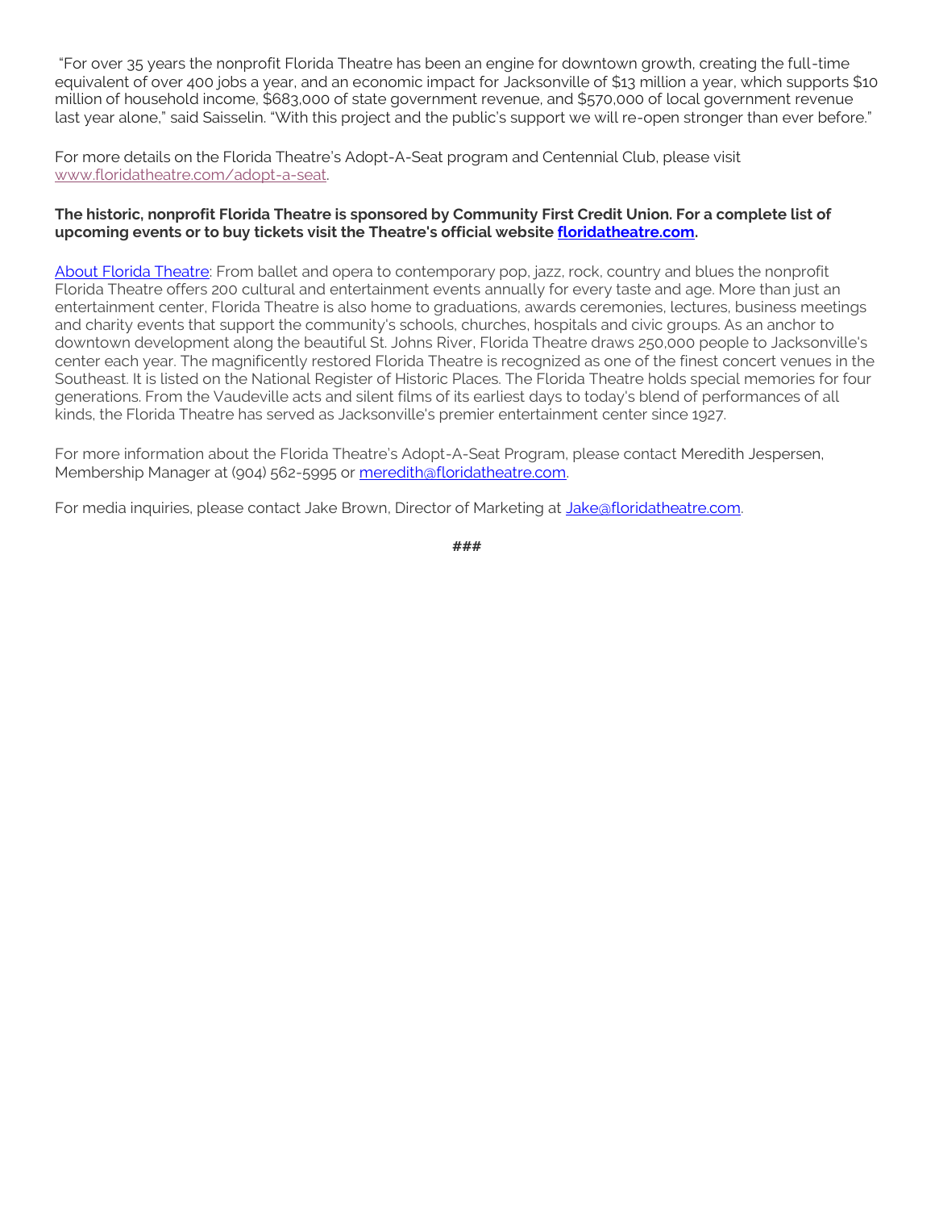"For over 35 years the nonprofit Florida Theatre has been an engine for downtown growth, creating the full-time equivalent of over 400 jobs a year, and an economic impact for Jacksonville of $13 million a year, which supports $10 million of household income, $683,000 of state government revenue, and $570,000 of local government revenue last year alone," said Saisselin. "With this project and the public's support we will re-open stronger than ever before."

For more details on the Florida Theatre's Adopt-A-Seat program and Centennial Club, please visit www.floridatheatre.com/adopt-a-seat.

**The historic, nonprofit Florida Theatre is sponsored by Community First Credit Union. For a complete list of upcoming events or to buy tickets visit the Theatre's official website floridatheatre.com.**

About Florida Theatre: From ballet and opera to contemporary pop, jazz, rock, country and blues the nonprofit Florida Theatre offers 200 cultural and entertainment events annually for every taste and age. More than just an entertainment center, Florida Theatre is also home to graduations, awards ceremonies, lectures, business meetings and charity events that support the community's schools, churches, hospitals and civic groups. As an anchor to downtown development along the beautiful St. Johns River, Florida Theatre draws 250,000 people to Jacksonville's center each year. The magnificently restored Florida Theatre is recognized as one of the finest concert venues in the Southeast. It is listed on the National Register of Historic Places. The Florida Theatre holds special memories for four generations. From the Vaudeville acts and silent films of its earliest days to today's blend of performances of all kinds, the Florida Theatre has served as Jacksonville's premier entertainment center since 1927.

For more information about the Florida Theatre's Adopt-A-Seat Program, please contact Meredith Jespersen, Membership Manager at (904) 562-5995 or meredith@floridatheatre.com.

For media inquiries, please contact Jake Brown, Director of Marketing at Jake@floridatheatre.com.

###